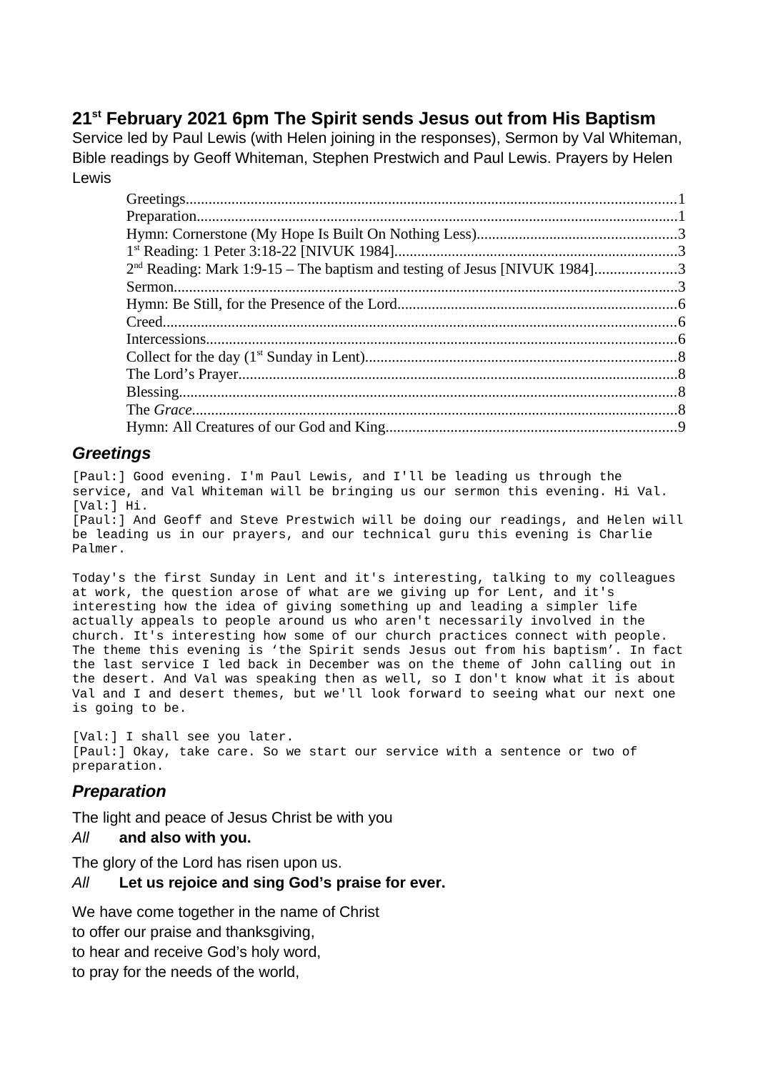# 21st February 2021 6pm The Spirit sends Jesus out from His Baptism

Service led by Paul Lewis (with Helen joining in the responses), Sermon by Val Whiteman, Bible readings by Geoff Whiteman, Stephen Prestwich and Paul Lewis. Prayers by Helen Lewis

- Greetings.....1
- Preparation.....1
- Hymn: Cornerstone (My Hope Is Built On Nothing Less).....3
- 1st Reading: 1 Peter 3:18-22 [NIVUK 1984].....3
- 2nd Reading: Mark 1:9-15 – The baptism and testing of Jesus [NIVUK 1984].....3
- Sermon.....3
- Hymn: Be Still, for the Presence of the Lord.....6
- Creed.....6
- Intercessions.....6
- Collect for the day (1st Sunday in Lent).....8
- The Lord's Prayer.....8
- Blessing.....8
- The *Grace*.....8
- Hymn: All Creatures of our God and King.....9

## *Greetings*

```
[Paul:] Good evening. I'm Paul Lewis, and I'll be leading us through the
service, and Val Whiteman will be bringing us our sermon this evening. Hi Val.
[Val:] Hi.
[Paul:] And Geoff and Steve Prestwich will be doing our readings, and Helen will
be leading us in our prayers, and our technical guru this evening is Charlie
Palmer.

Today's the first Sunday in Lent and it's interesting, talking to my colleagues
at work, the question arose of what are we giving up for Lent, and it's
interesting how the idea of giving something up and leading a simpler life
actually appeals to people around us who aren't necessarily involved in the
church. It's interesting how some of our church practices connect with people.
The theme this evening is 'the Spirit sends Jesus out from his baptism'. In fact
the last service I led back in December was on the theme of John calling out in
the desert. And Val was speaking then as well, so I don't know what it is about
Val and I and desert themes, but we'll look forward to seeing what our next one
is going to be.

[Val:] I shall see you later.
[Paul:] Okay, take care. So we start our service with a sentence or two of
preparation.
```

## *Preparation*

The light and peace of Jesus Christ be with you

*All* **and also with you.**

The glory of the Lord has risen upon us.

*All* **Let us rejoice and sing God's praise for ever.**

We have come together in the name of Christ
to offer our praise and thanksgiving,
to hear and receive God's holy word,
to pray for the needs of the world,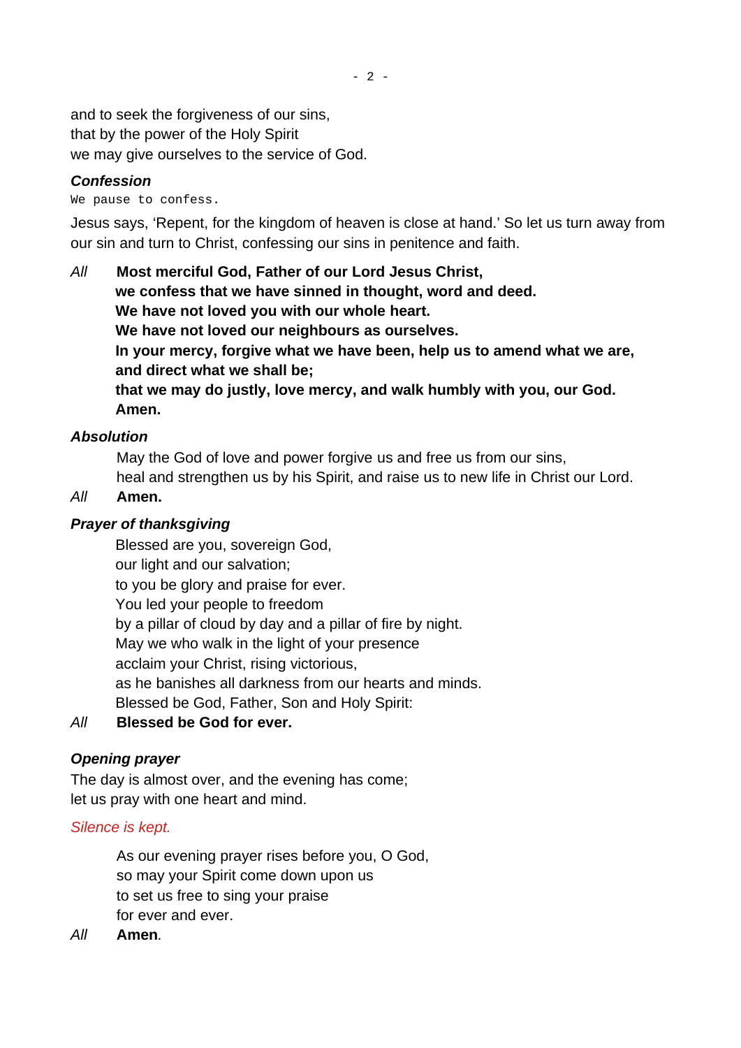and to seek the forgiveness of our sins,
that by the power of the Holy Spirit
we may give ourselves to the service of God.

### *Confession*

We pause to confess.

Jesus says, 'Repent, for the kingdom of heaven is close at hand.' So let us turn away from our sin and turn to Christ, confessing our sins in penitence and faith.

*All* **Most merciful God, Father of our Lord Jesus Christ,
we confess that we have sinned in thought, word and deed.
We have not loved you with our whole heart.
We have not loved our neighbours as ourselves.
In your mercy, forgive what we have been, help us to amend what we are, and direct what we shall be;
that we may do justly, love mercy, and walk humbly with you, our God.
Amen.**

### *Absolution*

May the God of love and power forgive us and free us from our sins,
heal and strengthen us by his Spirit, and raise us to new life in Christ our Lord.

*All* **Amen.**

### *Prayer of thanksgiving*

Blessed are you, sovereign God,
our light and our salvation;
to you be glory and praise for ever.
You led your people to freedom
by a pillar of cloud by day and a pillar of fire by night.
May we who walk in the light of your presence
acclaim your Christ, rising victorious,
as he banishes all darkness from our hearts and minds.
Blessed be God, Father, Son and Holy Spirit:

*All* **Blessed be God for ever.**

### *Opening prayer*

The day is almost over, and the evening has come;
let us pray with one heart and mind.

*Silence is kept.*

As our evening prayer rises before you, O God,
so may your Spirit come down upon us
to set us free to sing your praise
for ever and ever.

*All* **Amen**.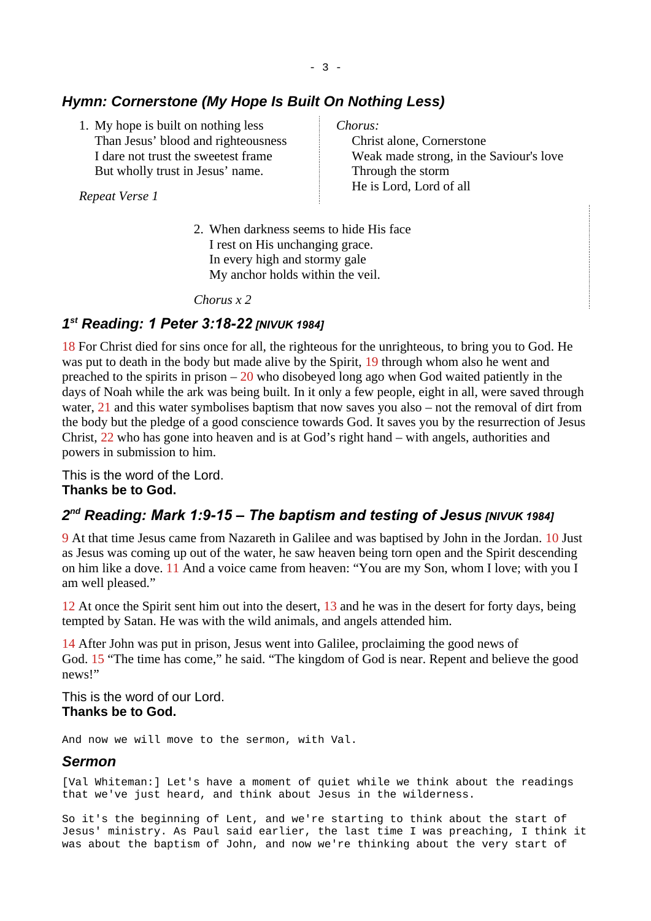## Hymn: Cornerstone (My Hope Is Built On Nothing Less)

1. My hope is built on nothing less
   Than Jesus' blood and righteousness
   I dare not trust the sweetest frame
   But wholly trust in Jesus' name.

*Repeat Verse 1*

*Chorus:*
Christ alone, Cornerstone
Weak made strong, in the Saviour's love
Through the storm
He is Lord, Lord of all

2. When darkness seems to hide His face
   I rest on His unchanging grace.
   In every high and stormy gale
   My anchor holds within the veil.

*Chorus x 2*

## 1st Reading: 1 Peter 3:18-22 [NIVUK 1984]

18 For Christ died for sins once for all, the righteous for the unrighteous, to bring you to God. He was put to death in the body but made alive by the Spirit, 19 through whom also he went and preached to the spirits in prison – 20 who disobeyed long ago when God waited patiently in the days of Noah while the ark was being built. In it only a few people, eight in all, were saved through water, 21 and this water symbolises baptism that now saves you also – not the removal of dirt from the body but the pledge of a good conscience towards God. It saves you by the resurrection of Jesus Christ, 22 who has gone into heaven and is at God's right hand – with angels, authorities and powers in submission to him.

This is the word of the Lord.
**Thanks be to God.**

## 2nd Reading: Mark 1:9-15 – The baptism and testing of Jesus [NIVUK 1984]

9 At that time Jesus came from Nazareth in Galilee and was baptised by John in the Jordan. 10 Just as Jesus was coming up out of the water, he saw heaven being torn open and the Spirit descending on him like a dove. 11 And a voice came from heaven: "You are my Son, whom I love; with you I am well pleased."

12 At once the Spirit sent him out into the desert, 13 and he was in the desert for forty days, being tempted by Satan. He was with the wild animals, and angels attended him.

14 After John was put in prison, Jesus went into Galilee, proclaiming the good news of God. 15 "The time has come," he said. "The kingdom of God is near. Repent and believe the good news!"

This is the word of our Lord.
**Thanks be to God.**

And now we will move to the sermon, with Val.

## Sermon

[Val Whiteman:] Let's have a moment of quiet while we think about the readings that we've just heard, and think about Jesus in the wilderness.

So it's the beginning of Lent, and we're starting to think about the start of Jesus' ministry. As Paul said earlier, the last time I was preaching, I think it was about the baptism of John, and now we're thinking about the very start of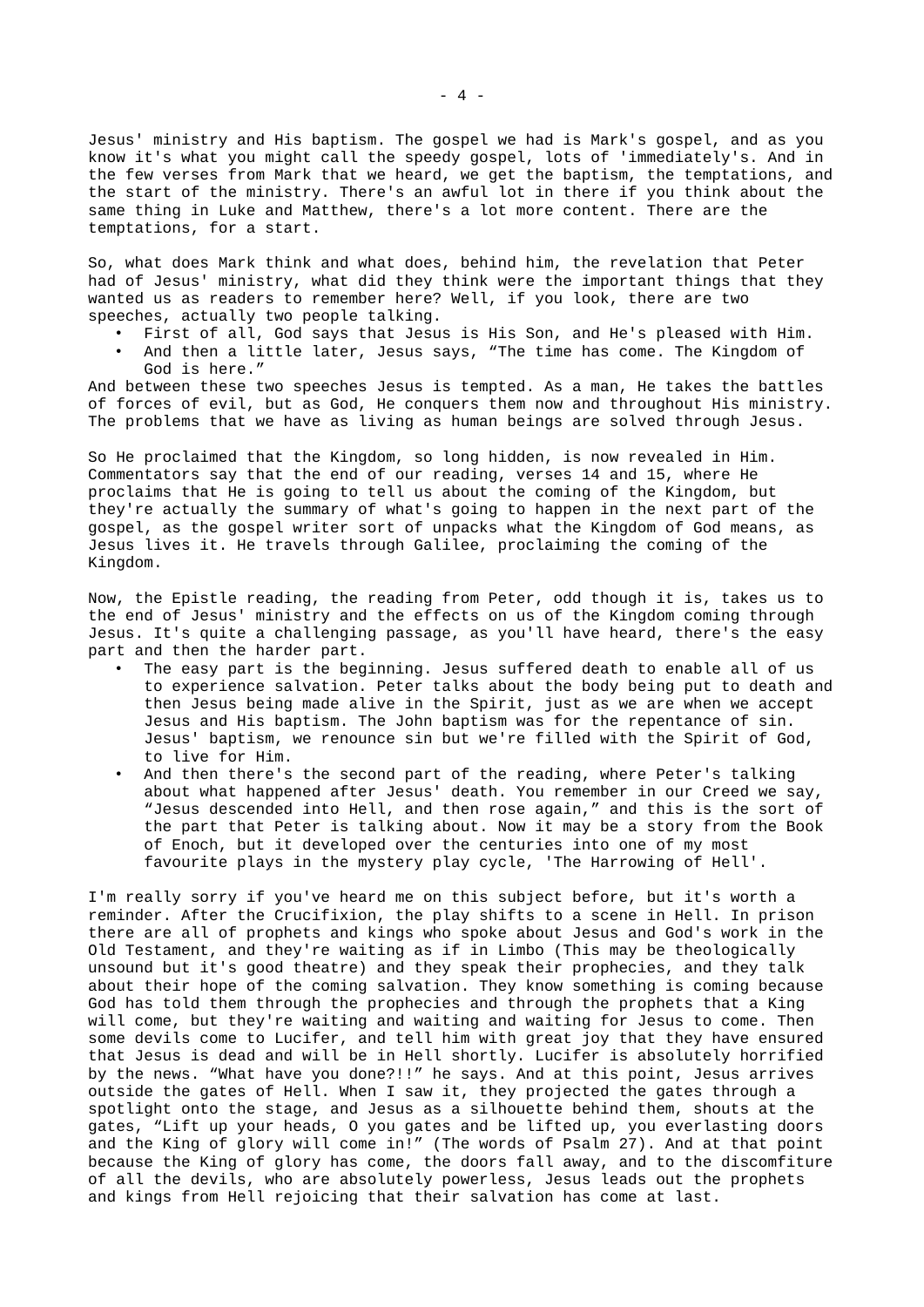Jesus' ministry and His baptism. The gospel we had is Mark's gospel, and as you know it's what you might call the speedy gospel, lots of 'immediately's. And in the few verses from Mark that we heard, we get the baptism, the temptations, and the start of the ministry. There's an awful lot in there if you think about the same thing in Luke and Matthew, there's a lot more content. There are the temptations, for a start.

So, what does Mark think and what does, behind him, the revelation that Peter had of Jesus' ministry, what did they think were the important things that they wanted us as readers to remember here? Well, if you look, there are two speeches, actually two people talking.

- First of all, God says that Jesus is His Son, and He's pleased with Him.
- And then a little later, Jesus says, "The time has come. The Kingdom of God is here."

And between these two speeches Jesus is tempted. As a man, He takes the battles of forces of evil, but as God, He conquers them now and throughout His ministry. The problems that we have as living as human beings are solved through Jesus.

So He proclaimed that the Kingdom, so long hidden, is now revealed in Him. Commentators say that the end of our reading, verses 14 and 15, where He proclaims that He is going to tell us about the coming of the Kingdom, but they're actually the summary of what's going to happen in the next part of the gospel, as the gospel writer sort of unpacks what the Kingdom of God means, as Jesus lives it. He travels through Galilee, proclaiming the coming of the Kingdom.

Now, the Epistle reading, the reading from Peter, odd though it is, takes us to the end of Jesus' ministry and the effects on us of the Kingdom coming through Jesus. It's quite a challenging passage, as you'll have heard, there's the easy part and then the harder part.

- The easy part is the beginning. Jesus suffered death to enable all of us to experience salvation. Peter talks about the body being put to death and then Jesus being made alive in the Spirit, just as we are when we accept Jesus and His baptism. The John baptism was for the repentance of sin. Jesus' baptism, we renounce sin but we're filled with the Spirit of God, to live for Him.
- And then there's the second part of the reading, where Peter's talking about what happened after Jesus' death. You remember in our Creed we say, "Jesus descended into Hell, and then rose again," and this is the sort of the part that Peter is talking about. Now it may be a story from the Book of Enoch, but it developed over the centuries into one of my most favourite plays in the mystery play cycle, 'The Harrowing of Hell'.

I'm really sorry if you've heard me on this subject before, but it's worth a reminder. After the Crucifixion, the play shifts to a scene in Hell. In prison there are all of prophets and kings who spoke about Jesus and God's work in the Old Testament, and they're waiting as if in Limbo (This may be theologically unsound but it's good theatre) and they speak their prophecies, and they talk about their hope of the coming salvation. They know something is coming because God has told them through the prophecies and through the prophets that a King will come, but they're waiting and waiting and waiting for Jesus to come. Then some devils come to Lucifer, and tell him with great joy that they have ensured that Jesus is dead and will be in Hell shortly. Lucifer is absolutely horrified by the news. "What have you done?!!" he says. And at this point, Jesus arrives outside the gates of Hell. When I saw it, they projected the gates through a spotlight onto the stage, and Jesus as a silhouette behind them, shouts at the gates, "Lift up your heads, O you gates and be lifted up, you everlasting doors and the King of glory will come in!" (The words of Psalm 27). And at that point because the King of glory has come, the doors fall away, and to the discomfiture of all the devils, who are absolutely powerless, Jesus leads out the prophets and kings from Hell rejoicing that their salvation has come at last.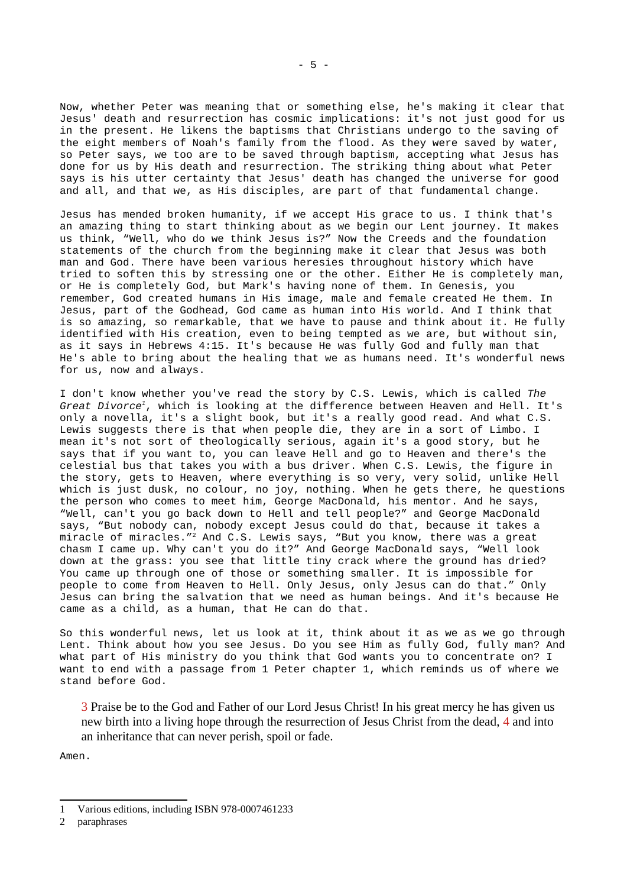Now, whether Peter was meaning that or something else, he's making it clear that Jesus' death and resurrection has cosmic implications: it's not just good for us in the present. He likens the baptisms that Christians undergo to the saving of the eight members of Noah's family from the flood. As they were saved by water, so Peter says, we too are to be saved through baptism, accepting what Jesus has done for us by His death and resurrection. The striking thing about what Peter says is his utter certainty that Jesus' death has changed the universe for good and all, and that we, as His disciples, are part of that fundamental change.

Jesus has mended broken humanity, if we accept His grace to us. I think that's an amazing thing to start thinking about as we begin our Lent journey. It makes us think, "Well, who do we think Jesus is?" Now the Creeds and the foundation statements of the church from the beginning make it clear that Jesus was both man and God. There have been various heresies throughout history which have tried to soften this by stressing one or the other. Either He is completely man, or He is completely God, but Mark's having none of them. In Genesis, you remember, God created humans in His image, male and female created He them. In Jesus, part of the Godhead, God came as human into His world. And I think that is so amazing, so remarkable, that we have to pause and think about it. He fully identified with His creation, even to being tempted as we are, but without sin, as it says in Hebrews 4:15. It's because He was fully God and fully man that He's able to bring about the healing that we as humans need. It's wonderful news for us, now and always.

I don't know whether you've read the story by C.S. Lewis, which is called *The Great Divorce*[1], which is looking at the difference between Heaven and Hell. It's only a novella, it's a slight book, but it's a really good read. And what C.S. Lewis suggests there is that when people die, they are in a sort of Limbo. I mean it's not sort of theologically serious, again it's a good story, but he says that if you want to, you can leave Hell and go to Heaven and there's the celestial bus that takes you with a bus driver. When C.S. Lewis, the figure in the story, gets to Heaven, where everything is so very, very solid, unlike Hell which is just dusk, no colour, no joy, nothing. When he gets there, he questions the person who comes to meet him, George MacDonald, his mentor. And he says, "Well, can't you go back down to Hell and tell people?" and George MacDonald says, "But nobody can, nobody except Jesus could do that, because it takes a miracle of miracles."[2] And C.S. Lewis says, "But you know, there was a great chasm I came up. Why can't you do it?" And George MacDonald says, "Well look down at the grass: you see that little tiny crack where the ground has dried? You came up through one of those or something smaller. It is impossible for people to come from Heaven to Hell. Only Jesus, only Jesus can do that." Only Jesus can bring the salvation that we need as human beings. And it's because He came as a child, as a human, that He can do that.

So this wonderful news, let us look at it, think about it as we as we go through Lent. Think about how you see Jesus. Do you see Him as fully God, fully man? And what part of His ministry do you think that God wants you to concentrate on? I want to end with a passage from 1 Peter chapter 1, which reminds us of where we stand before God.

> 3 Praise be to the God and Father of our Lord Jesus Christ! In his great mercy he has given us new birth into a living hope through the resurrection of Jesus Christ from the dead, 4 and into an inheritance that can never perish, spoil or fade.

Amen.

---

1 Various editions, including ISBN 978-0007461233

2 paraphrases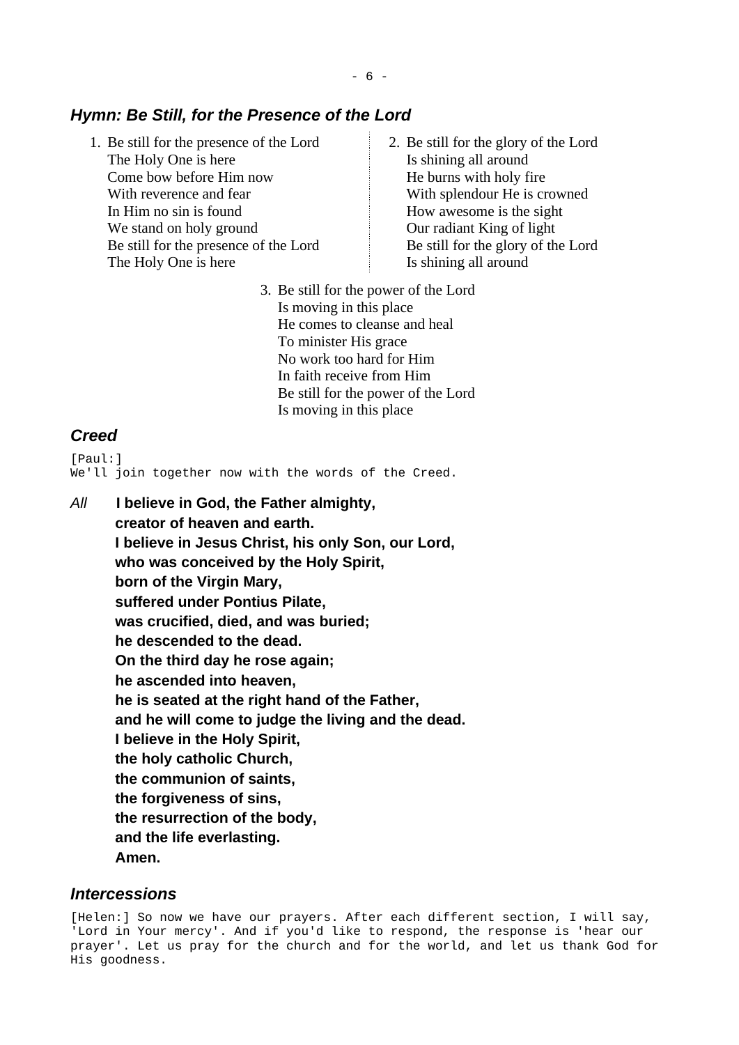### *Hymn: Be Still, for the Presence of the Lord*

1. Be still for the presence of the Lord
   The Holy One is here
   Come bow before Him now
   With reverence and fear
   In Him no sin is found
   We stand on holy ground
   Be still for the presence of the Lord
   The Holy One is here

2. Be still for the glory of the Lord
   Is shining all around
   He burns with holy fire
   With splendour He is crowned
   How awesome is the sight
   Our radiant King of light
   Be still for the glory of the Lord
   Is shining all around

3. Be still for the power of the Lord
   Is moving in this place
   He comes to cleanse and heal
   To minister His grace
   No work too hard for Him
   In faith receive from Him
   Be still for the power of the Lord
   Is moving in this place

### *Creed*

```
[Paul:]
We'll join together now with the words of the Creed.
```

*All* **I believe in God, the Father almighty,**
**creator of heaven and earth.**
**I believe in Jesus Christ, his only Son, our Lord,**
**who was conceived by the Holy Spirit,**
**born of the Virgin Mary,**
**suffered under Pontius Pilate,**
**was crucified, died, and was buried;**
**he descended to the dead.**
**On the third day he rose again;**
**he ascended into heaven,**
**he is seated at the right hand of the Father,**
**and he will come to judge the living and the dead.**
**I believe in the Holy Spirit,**
**the holy catholic Church,**
**the communion of saints,**
**the forgiveness of sins,**
**the resurrection of the body,**
**and the life everlasting.**
**Amen.**

### *Intercessions*

```
[Helen:] So now we have our prayers. After each different section, I will say,
'Lord in Your mercy'. And if you'd like to respond, the response is 'hear our
prayer'. Let us pray for the church and for the world, and let us thank God for
His goodness.
```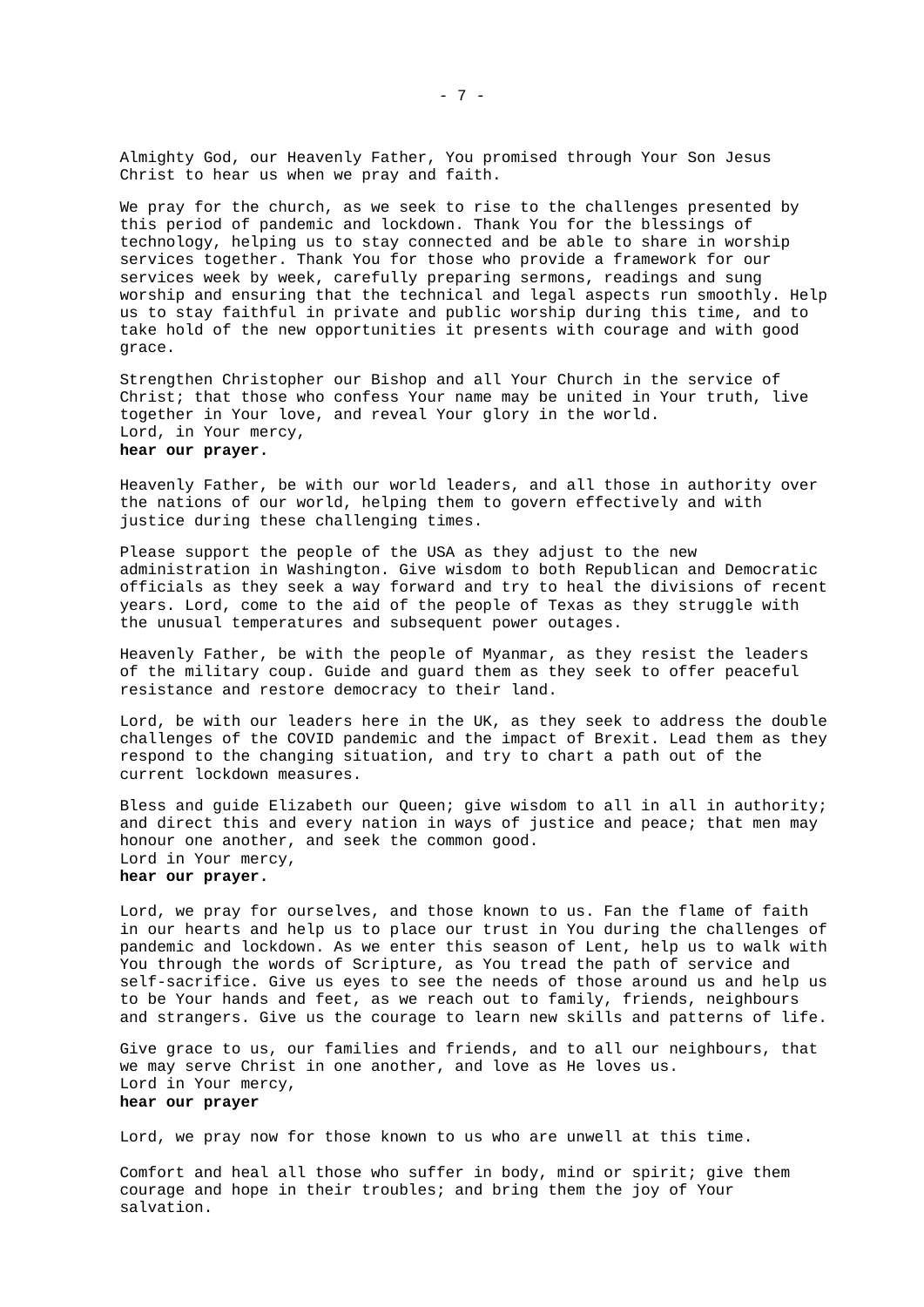Almighty God, our Heavenly Father, You promised through Your Son Jesus Christ to hear us when we pray and faith.

We pray for the church, as we seek to rise to the challenges presented by this period of pandemic and lockdown. Thank You for the blessings of technology, helping us to stay connected and be able to share in worship services together. Thank You for those who provide a framework for our services week by week, carefully preparing sermons, readings and sung worship and ensuring that the technical and legal aspects run smoothly. Help us to stay faithful in private and public worship during this time, and to take hold of the new opportunities it presents with courage and with good grace.

Strengthen Christopher our Bishop and all Your Church in the service of Christ; that those who confess Your name may be united in Your truth, live together in Your love, and reveal Your glory in the world.
Lord, in Your mercy,
**hear our prayer.**

Heavenly Father, be with our world leaders, and all those in authority over the nations of our world, helping them to govern effectively and with justice during these challenging times.

Please support the people of the USA as they adjust to the new administration in Washington. Give wisdom to both Republican and Democratic officials as they seek a way forward and try to heal the divisions of recent years. Lord, come to the aid of the people of Texas as they struggle with the unusual temperatures and subsequent power outages.

Heavenly Father, be with the people of Myanmar, as they resist the leaders of the military coup. Guide and guard them as they seek to offer peaceful resistance and restore democracy to their land.

Lord, be with our leaders here in the UK, as they seek to address the double challenges of the COVID pandemic and the impact of Brexit. Lead them as they respond to the changing situation, and try to chart a path out of the current lockdown measures.

Bless and guide Elizabeth our Queen; give wisdom to all in all in authority; and direct this and every nation in ways of justice and peace; that men may honour one another, and seek the common good.
Lord in Your mercy,
**hear our prayer.**

Lord, we pray for ourselves, and those known to us. Fan the flame of faith in our hearts and help us to place our trust in You during the challenges of pandemic and lockdown. As we enter this season of Lent, help us to walk with You through the words of Scripture, as You tread the path of service and self-sacrifice. Give us eyes to see the needs of those around us and help us to be Your hands and feet, as we reach out to family, friends, neighbours and strangers. Give us the courage to learn new skills and patterns of life.

Give grace to us, our families and friends, and to all our neighbours, that we may serve Christ in one another, and love as He loves us.
Lord in Your mercy,
**hear our prayer**

Lord, we pray now for those known to us who are unwell at this time.

Comfort and heal all those who suffer in body, mind or spirit; give them courage and hope in their troubles; and bring them the joy of Your salvation.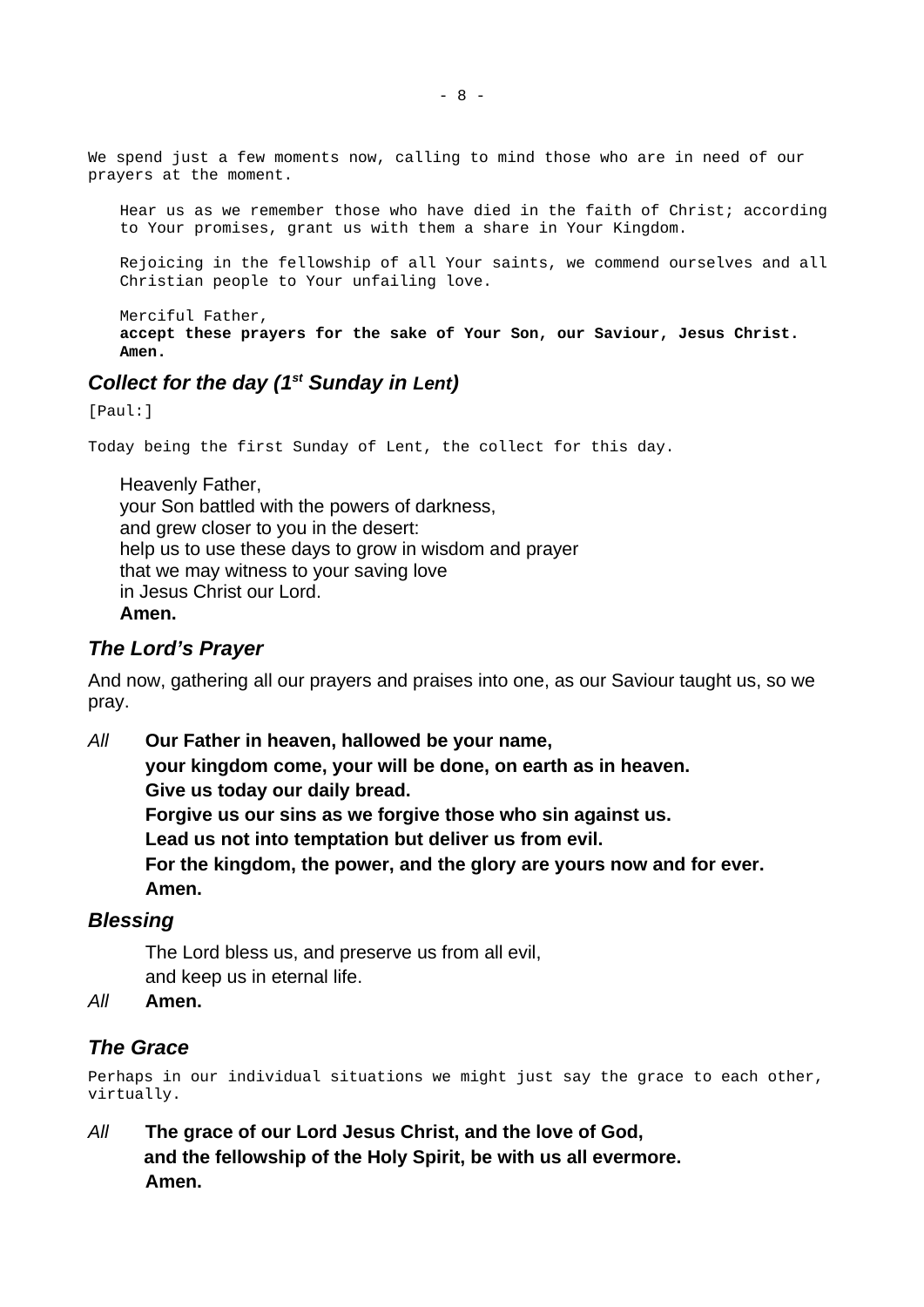We spend just a few moments now, calling to mind those who are in need of our prayers at the moment.

Hear us as we remember those who have died in the faith of Christ; according to Your promises, grant us with them a share in Your Kingdom.

Rejoicing in the fellowship of all Your saints, we commend ourselves and all Christian people to Your unfailing love.

Merciful Father,
**accept these prayers for the sake of Your Son, our Saviour, Jesus Christ. Amen.**

## *Collect for the day (1st Sunday in Lent)*

[Paul:]

Today being the first Sunday of Lent, the collect for this day.

Heavenly Father,
your Son battled with the powers of darkness,
and grew closer to you in the desert:
help us to use these days to grow in wisdom and prayer
that we may witness to your saving love
in Jesus Christ our Lord.
**Amen.**

## *The Lord's Prayer*

And now, gathering all our prayers and praises into one, as our Saviour taught us, so we pray.

*All* **Our Father in heaven, hallowed be your name,
your kingdom come, your will be done, on earth as in heaven.
Give us today our daily bread.
Forgive us our sins as we forgive those who sin against us.
Lead us not into temptation but deliver us from evil.
For the kingdom, the power, and the glory are yours now and for ever.
Amen.**

## *Blessing*

The Lord bless us, and preserve us from all evil,
and keep us in eternal life.

*All* **Amen.**

## *The Grace*

Perhaps in our individual situations we might just say the grace to each other, virtually.

*All* **The grace of our Lord Jesus Christ, and the love of God,
and the fellowship of the Holy Spirit, be with us all evermore.
Amen.**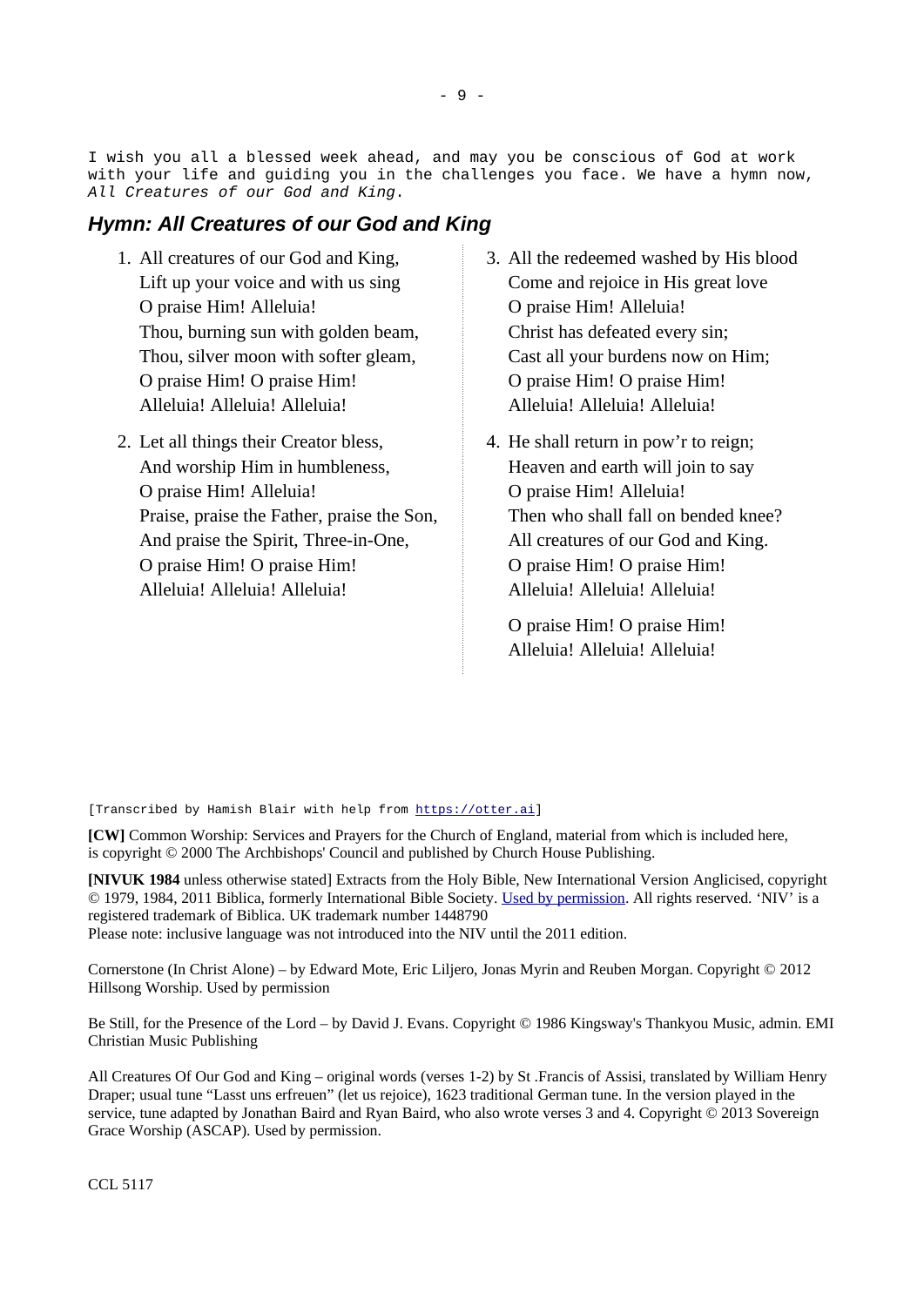I wish you all a blessed week ahead, and may you be conscious of God at work with your life and guiding you in the challenges you face. We have a hymn now, *All Creatures of our God and King*.

## *Hymn: All Creatures of our God and King*

1. All creatures of our God and King,
   Lift up your voice and with us sing
   O praise Him! Alleluia!
   Thou, burning sun with golden beam,
   Thou, silver moon with softer gleam,
   O praise Him! O praise Him!
   Alleluia! Alleluia! Alleluia!

2. Let all things their Creator bless,
   And worship Him in humbleness,
   O praise Him! Alleluia!
   Praise, praise the Father, praise the Son,
   And praise the Spirit, Three-in-One,
   O praise Him! O praise Him!
   Alleluia! Alleluia! Alleluia!

3. All the redeemed washed by His blood
   Come and rejoice in His great love
   O praise Him! Alleluia!
   Christ has defeated every sin;
   Cast all your burdens now on Him;
   O praise Him! O praise Him!
   Alleluia! Alleluia! Alleluia!

4. He shall return in pow'r to reign;
   Heaven and earth will join to say
   O praise Him! Alleluia!
   Then who shall fall on bended knee?
   All creatures of our God and King.
   O praise Him! O praise Him!
   Alleluia! Alleluia! Alleluia!

   O praise Him! O praise Him!
   Alleluia! Alleluia! Alleluia!

[Transcribed by Hamish Blair with help from https://otter.ai]

**[CW]** Common Worship: Services and Prayers for the Church of England, material from which is included here, is copyright © 2000 The Archbishops' Council and published by Church House Publishing.

**[NIVUK 1984** unless otherwise stated] Extracts from the Holy Bible, New International Version Anglicised, copyright © 1979, 1984, 2011 Biblica, formerly International Bible Society. Used by permission. All rights reserved. 'NIV' is a registered trademark of Biblica. UK trademark number 1448790
Please note: inclusive language was not introduced into the NIV until the 2011 edition.

Cornerstone (In Christ Alone) – by Edward Mote, Eric Liljero, Jonas Myrin and Reuben Morgan. Copyright © 2012 Hillsong Worship. Used by permission

Be Still, for the Presence of the Lord – by David J. Evans. Copyright © 1986 Kingsway's Thankyou Music, admin. EMI Christian Music Publishing

All Creatures Of Our God and King – original words (verses 1-2) by St .Francis of Assisi, translated by William Henry Draper; usual tune "Lasst uns erfreuen" (let us rejoice), 1623 traditional German tune. In the version played in the service, tune adapted by Jonathan Baird and Ryan Baird, who also wrote verses 3 and 4. Copyright © 2013 Sovereign Grace Worship (ASCAP). Used by permission.

CCL 5117